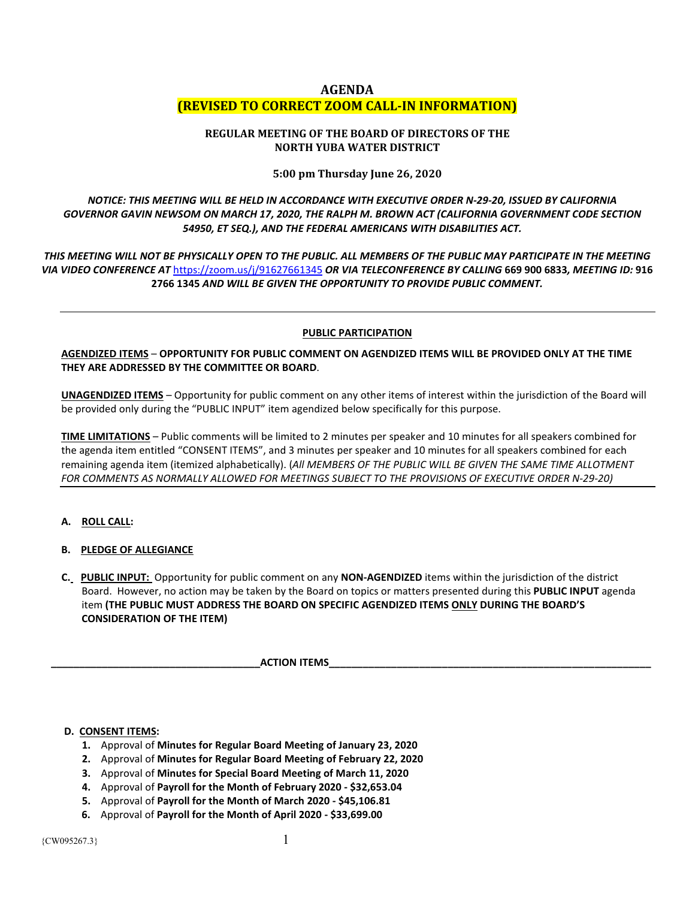# AGENDA

## (REVISED TO CORRECT ZOOM CALL-IN INFORMATION)

### REGULAR MEETING OF THE BOARD OF DIRECTORS OF THE NORTH YUBA WATER DISTRICT

**5:00 pm Thursday June 26, 2020**

***NOTICE: THIS MEETING WILL BE HELD IN ACCORDANCE WITH EXECUTIVE ORDER N-29-20, ISSUED BY CALIFORNIA GOVERNOR GAVIN NEWSOM ON MARCH 17, 2020, THE RALPH M. BROWN ACT (CALIFORNIA GOVERNMENT CODE SECTION 54950, ET SEQ.), AND THE FEDERAL AMERICANS WITH DISABILITIES ACT.***

***THIS MEETING WILL NOT BE PHYSICALLY OPEN TO THE PUBLIC. ALL MEMBERS OF THE PUBLIC MAY PARTICIPATE IN THE MEETING VIA VIDEO CONFERENCE AT*** https://zoom.us/j/91627661345 ***OR VIA TELECONFERENCE BY CALLING* 669 900 6833*, MEETING ID:* 916 2766 1345 *AND WILL BE GIVEN THE OPPORTUNITY TO PROVIDE PUBLIC COMMENT.***

---

**PUBLIC PARTICIPATION**

**AGENDIZED ITEMS** – **OPPORTUNITY FOR PUBLIC COMMENT ON AGENDIZED ITEMS WILL BE PROVIDED ONLY AT THE TIME THEY ARE ADDRESSED BY THE COMMITTEE OR BOARD**.

**UNAGENDIZED ITEMS** – Opportunity for public comment on any other items of interest within the jurisdiction of the Board will be provided only during the "PUBLIC INPUT" item agendized below specifically for this purpose.

**TIME LIMITATIONS** – Public comments will be limited to 2 minutes per speaker and 10 minutes for all speakers combined for the agenda item entitled "CONSENT ITEMS", and 3 minutes per speaker and 10 minutes for all speakers combined for each remaining agenda item (itemized alphabetically). (*All MEMBERS OF THE PUBLIC WILL BE GIVEN THE SAME TIME ALLOTMENT FOR COMMENTS AS NORMALLY ALLOWED FOR MEETINGS SUBJECT TO THE PROVISIONS OF EXECUTIVE ORDER N-29-20)*

---

**A. ROLL CALL:**

**B. PLEDGE OF ALLEGIANCE**

**C. PUBLIC INPUT:** Opportunity for public comment on any **NON-AGENDIZED** items within the jurisdiction of the district Board. However, no action may be taken by the Board on topics or matters presented during this **PUBLIC INPUT** agenda item **(THE PUBLIC MUST ADDRESS THE BOARD ON SPECIFIC AGENDIZED ITEMS ONLY DURING THE BOARD'S CONSIDERATION OF THE ITEM)**

**ACTION ITEMS**

**D. CONSENT ITEMS:**

1. Approval of **Minutes for Regular Board Meeting of January 23, 2020**
2. Approval of **Minutes for Regular Board Meeting of February 22, 2020**
3. Approval of **Minutes for Special Board Meeting of March 11, 2020**
4. Approval of **Payroll for the Month of February 2020 - $32,653.04**
5. Approval of **Payroll for the Month of March 2020 - $45,106.81**
6. Approval of **Payroll for the Month of April 2020 - $33,699.00**

{CW095267.3}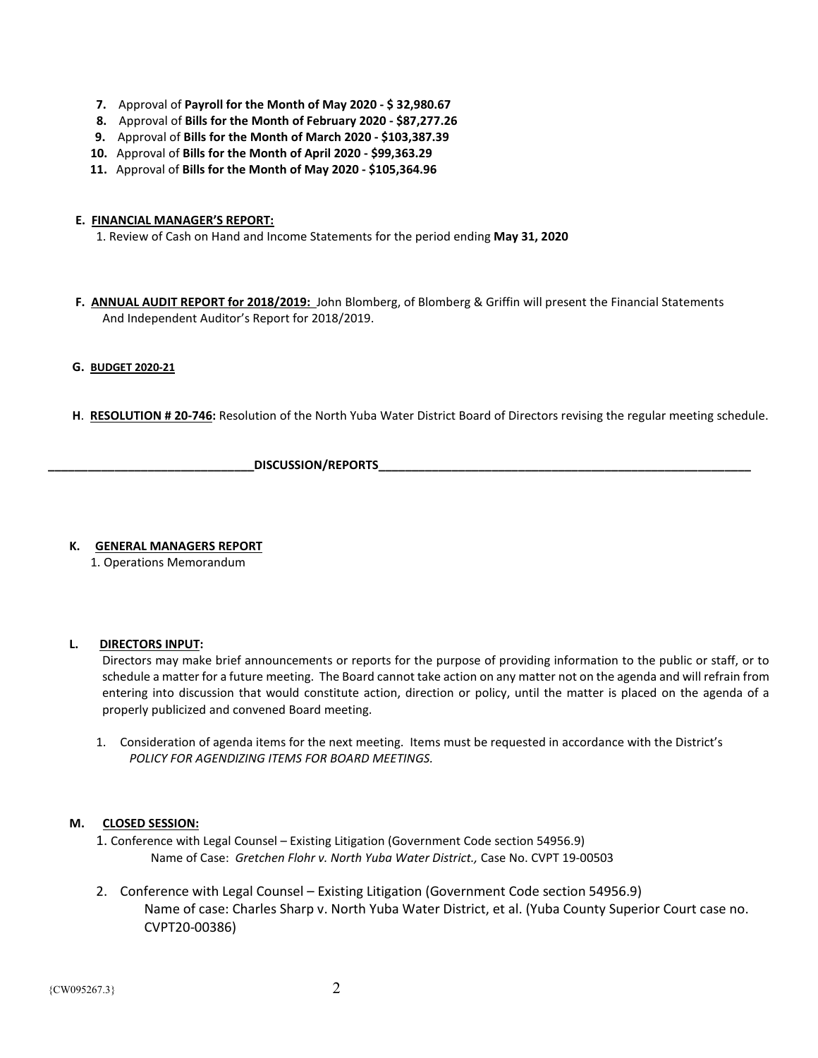7. Approval of **Payroll for the Month of May 2020 - $ 32,980.67**
8. Approval of **Bills for the Month of February 2020 - $87,277.26**
9. Approval of **Bills for the Month of March 2020 - $103,387.39**
10. Approval of **Bills for the Month of April 2020 - $99,363.29**
11. Approval of **Bills for the Month of May 2020 - $105,364.96**

**E. FINANCIAL MANAGER'S REPORT:**

1. Review of Cash on Hand and Income Statements for the period ending **May 31, 2020**

**F. ANNUAL AUDIT REPORT for 2018/2019:** John Blomberg, of Blomberg & Griffin will present the Financial Statements And Independent Auditor's Report for 2018/2019.

**G. BUDGET 2020-21**

**H. RESOLUTION # 20-746:** Resolution of the North Yuba Water District Board of Directors revising the regular meeting schedule.

**DISCUSSION/REPORTS**

**K. GENERAL MANAGERS REPORT**

1. Operations Memorandum

**L. DIRECTORS INPUT:**

Directors may make brief announcements or reports for the purpose of providing information to the public or staff, or to schedule a matter for a future meeting. The Board cannot take action on any matter not on the agenda and will refrain from entering into discussion that would constitute action, direction or policy, until the matter is placed on the agenda of a properly publicized and convened Board meeting.

1. Consideration of agenda items for the next meeting. Items must be requested in accordance with the District's *POLICY FOR AGENDIZING ITEMS FOR BOARD MEETINGS.*

**M. CLOSED SESSION:**

1. Conference with Legal Counsel – Existing Litigation (Government Code section 54956.9)
   Name of Case: *Gretchen Flohr v. North Yuba Water District.,* Case No. CVPT 19-00503

2. Conference with Legal Counsel – Existing Litigation (Government Code section 54956.9)
   Name of case: Charles Sharp v. North Yuba Water District, et al. (Yuba County Superior Court case no. CVPT20-00386)

{CW095267.3}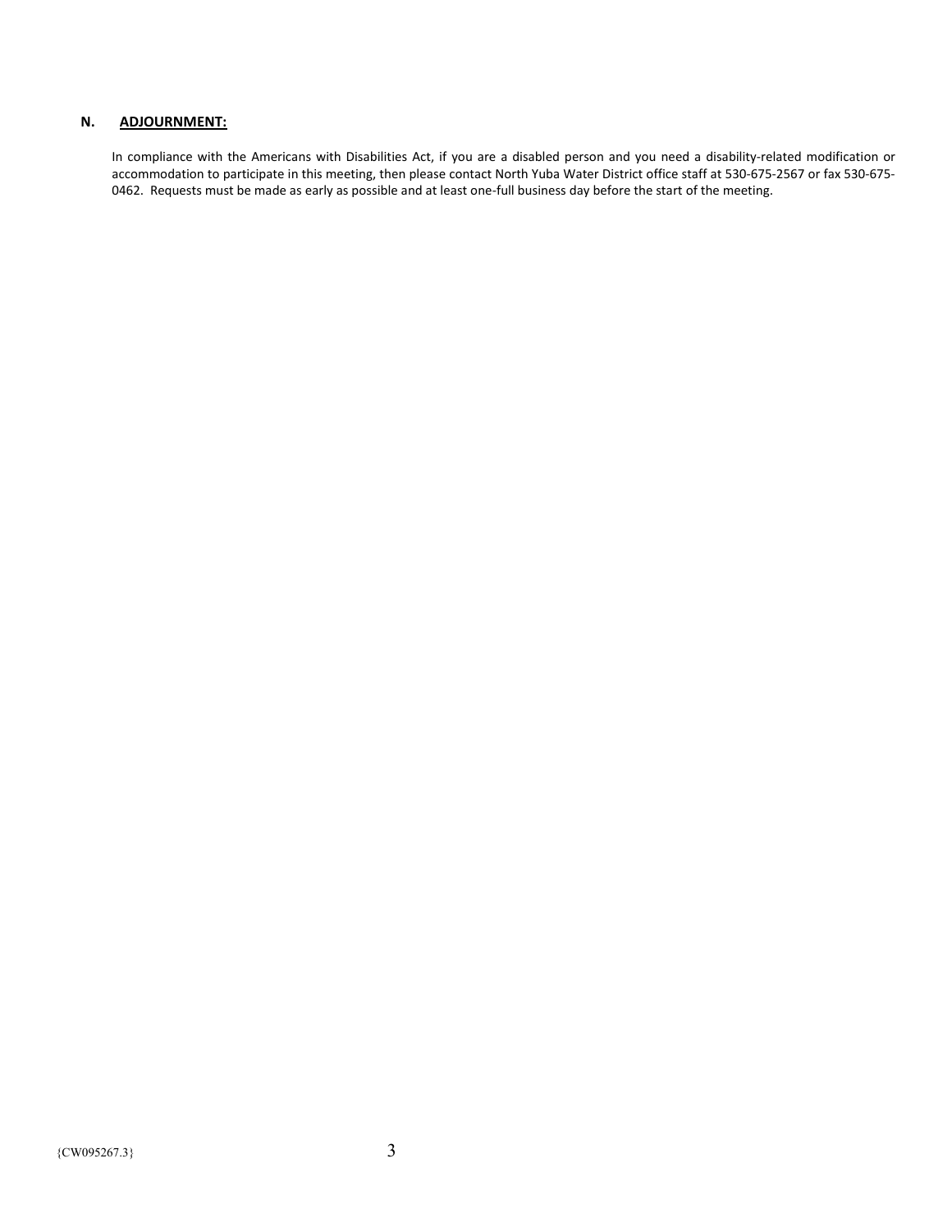## N. ADJOURNMENT:

In compliance with the Americans with Disabilities Act, if you are a disabled person and you need a disability-related modification or accommodation to participate in this meeting, then please contact North Yuba Water District office staff at 530-675-2567 or fax 530-675-0462. Requests must be made as early as possible and at least one-full business day before the start of the meeting.

{CW095267.3}